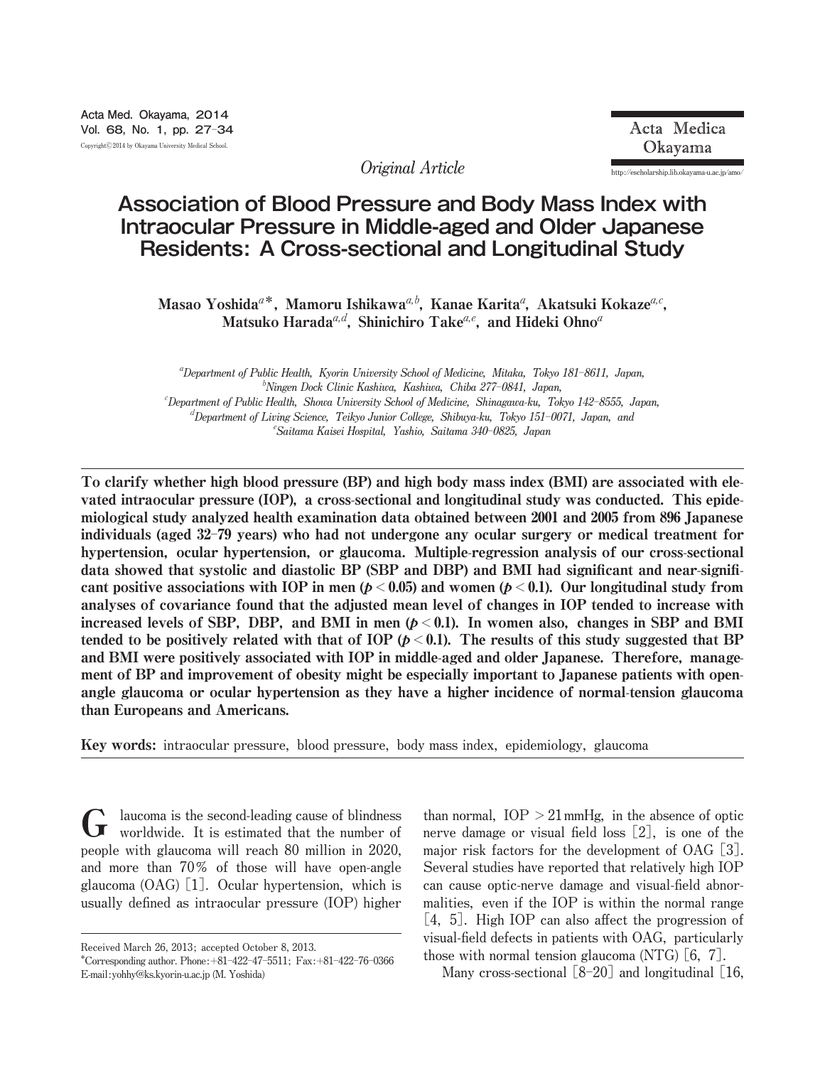*Original Article*

# Association of Blood Pressure and Body Mass Index with Intraocular Pressure in Middle-aged and Older Japanese Residents: A Cross-sectional and Longitudinal Study

Masao Yoshida[a]*, Mamoru Ishikawa[a,b], Kanae Karita[a], Akatsuki Kokaze[a,c], Matsuko Harada[a,d], Shinichiro Take[a,e], and Hideki Ohno[a]

[a]Department of Public Health, Kyorin University School of Medicine, Mitaka, Tokyo 181–8611, Japan,
[b]Ningen Dock Clinic Kashiwa, Kashiwa, Chiba 277–0841, Japan,
[c]Department of Public Health, Showa University School of Medicine, Shinagawa-ku, Tokyo 142–8555, Japan,
[d]Department of Living Science, Teikyo Junior College, Shibuya-ku, Tokyo 151–0071, Japan, and
[e]Saitama Kaisei Hospital, Yashio, Saitama 340–0825, Japan

**To clarify whether high blood pressure (BP) and high body mass index (BMI) are associated with elevated intraocular pressure (IOP), a cross-sectional and longitudinal study was conducted. This epidemiological study analyzed health examination data obtained between 2001 and 2005 from 896 Japanese individuals (aged 32–79 years) who had not undergone any ocular surgery or medical treatment for hypertension, ocular hypertension, or glaucoma. Multiple-regression analysis of our cross-sectional data showed that systolic and diastolic BP (SBP and DBP) and BMI had significant and near-significant positive associations with IOP in men ($p < 0.05$) and women ($p < 0.1$). Our longitudinal study from analyses of covariance found that the adjusted mean level of changes in IOP tended to increase with increased levels of SBP, DBP, and BMI in men ($p < 0.1$). In women also, changes in SBP and BMI tended to be positively related with that of IOP ($p < 0.1$). The results of this study suggested that BP and BMI were positively associated with IOP in middle-aged and older Japanese. Therefore, management of BP and improvement of obesity might be especially important to Japanese patients with open-angle glaucoma or ocular hypertension as they have a higher incidence of normal-tension glaucoma than Europeans and Americans.**

**Key words:** intraocular pressure, blood pressure, body mass index, epidemiology, glaucoma

Glaucoma is the second-leading cause of blindness worldwide. It is estimated that the number of people with glaucoma will reach 80 million in 2020, and more than 70% of those will have open-angle glaucoma (OAG) [1]. Ocular hypertension, which is usually defined as intraocular pressure (IOP) higher than normal, IOP > 21 mmHg, in the absence of optic nerve damage or visual field loss [2], is one of the major risk factors for the development of OAG [3]. Several studies have reported that relatively high IOP can cause optic-nerve damage and visual-field abnormalities, even if the IOP is within the normal range [4, 5]. High IOP can also affect the progression of visual-field defects in patients with OAG, particularly those with normal tension glaucoma (NTG) [6, 7].

Many cross-sectional [8–20] and longitudinal [16,

Received March 26, 2013; accepted October 8, 2013.
*Corresponding author. Phone: +81–422–47–5511; Fax: +81–422–76–0366
E-mail: yohhy@ks.kyorin-u.ac.jp (M. Yoshida)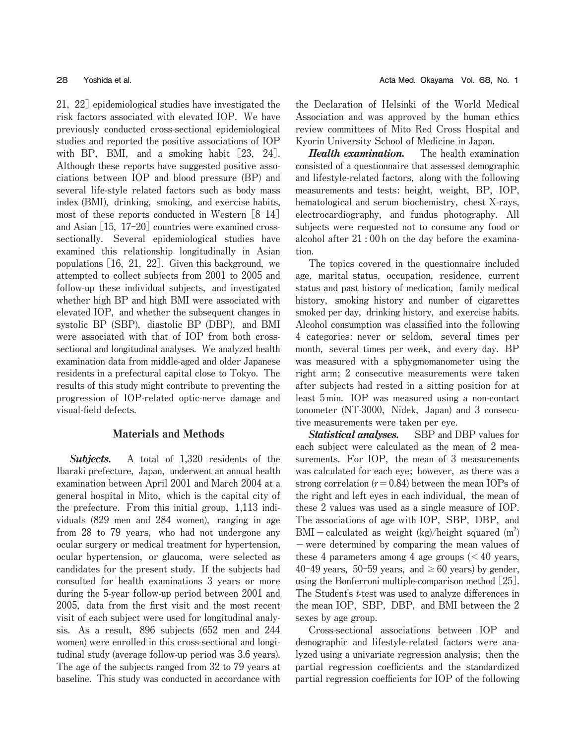21, 22] epidemiological studies have investigated the risk factors associated with elevated IOP. We have previously conducted cross-sectional epidemiological studies and reported the positive associations of IOP with BP, BMI, and a smoking habit [23, 24]. Although these reports have suggested positive associations between IOP and blood pressure (BP) and several life-style related factors such as body mass index (BMI), drinking, smoking, and exercise habits, most of these reports conducted in Western [8-14] and Asian [15, 17-20] countries were examined cross-sectionally. Several epidemiological studies have examined this relationship longitudinally in Asian populations [16, 21, 22]. Given this background, we attempted to collect subjects from 2001 to 2005 and follow-up these individual subjects, and investigated whether high BP and high BMI were associated with elevated IOP, and whether the subsequent changes in systolic BP (SBP), diastolic BP (DBP), and BMI were associated with that of IOP from both cross-sectional and longitudinal analyses. We analyzed health examination data from middle-aged and older Japanese residents in a prefectural capital close to Tokyo. The results of this study might contribute to preventing the progression of IOP-related optic-nerve damage and visual-field defects.

## Materials and Methods

***Subjects.*** A total of 1,320 residents of the Ibaraki prefecture, Japan, underwent an annual health examination between April 2001 and March 2004 at a general hospital in Mito, which is the capital city of the prefecture. From this initial group, 1,113 individuals (829 men and 284 women), ranging in age from 28 to 79 years, who had not undergone any ocular surgery or medical treatment for hypertension, ocular hypertension, or glaucoma, were selected as candidates for the present study. If the subjects had consulted for health examinations 3 years or more during the 5-year follow-up period between 2001 and 2005, data from the first visit and the most recent visit of each subject were used for longitudinal analysis. As a result, 896 subjects (652 men and 244 women) were enrolled in this cross-sectional and longitudinal study (average follow-up period was 3.6 years). The age of the subjects ranged from 32 to 79 years at baseline. This study was conducted in accordance with the Declaration of Helsinki of the World Medical Association and was approved by the human ethics review committees of Mito Red Cross Hospital and Kyorin University School of Medicine in Japan.

***Health examination.*** The health examination consisted of a questionnaire that assessed demographic and lifestyle-related factors, along with the following measurements and tests: height, weight, BP, IOP, hematological and serum biochemistry, chest X-rays, electrocardiography, and fundus photography. All subjects were requested not to consume any food or alcohol after 21 : 00 h on the day before the examination.

The topics covered in the questionnaire included age, marital status, occupation, residence, current status and past history of medication, family medical history, smoking history and number of cigarettes smoked per day, drinking history, and exercise habits. Alcohol consumption was classified into the following 4 categories: never or seldom, several times per month, several times per week, and every day. BP was measured with a sphygmomanometer using the right arm; 2 consecutive measurements were taken after subjects had rested in a sitting position for at least 5 min. IOP was measured using a non-contact tonometer (NT-3000, Nidek, Japan) and 3 consecutive measurements were taken per eye.

***Statistical analyses.*** SBP and DBP values for each subject were calculated as the mean of 2 measurements. For IOP, the mean of 3 measurements was calculated for each eye; however, as there was a strong correlation ($r = 0.84$) between the mean IOPs of the right and left eyes in each individual, the mean of these 2 values was used as a single measure of IOP. The associations of age with IOP, SBP, DBP, and BMI – calculated as weight (kg)/height squared ($m^2$) – were determined by comparing the mean values of these 4 parameters among 4 age groups (< 40 years, 40-49 years, 50-59 years, and ≥ 60 years) by gender, using the Bonferroni multiple-comparison method [25]. The Student's *t*-test was used to analyze differences in the mean IOP, SBP, DBP, and BMI between the 2 sexes by age group.

Cross-sectional associations between IOP and demographic and lifestyle-related factors were analyzed using a univariate regression analysis; then the partial regression coefficients and the standardized partial regression coefficients for IOP of the following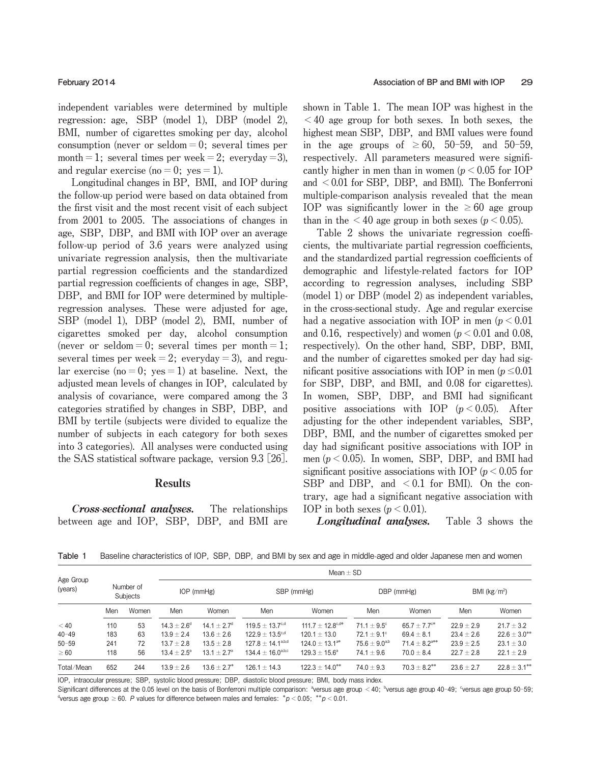independent variables were determined by multiple regression: age, SBP (model 1), DBP (model 2), BMI, number of cigarettes smoking per day, alcohol consumption (never or seldom = 0; several times per month = 1; several times per week = 2; everyday = 3), and regular exercise (no = 0; yes = 1).

Longitudinal changes in BP, BMI, and IOP during the follow-up period were based on data obtained from the first visit and the most recent visit of each subject from 2001 to 2005. The associations of changes in age, SBP, DBP, and BMI with IOP over an average follow-up period of 3.6 years were analyzed using univariate regression analysis, then the multivariate partial regression coefficients and the standardized partial regression coefficients of changes in age, SBP, DBP, and BMI for IOP were determined by multiple-regression analyses. These were adjusted for age, SBP (model 1), DBP (model 2), BMI, number of cigarettes smoked per day, alcohol consumption (never or seldom = 0; several times per month = 1; several times per week = 2; everyday = 3), and regular exercise (no = 0; yes = 1) at baseline. Next, the adjusted mean levels of changes in IOP, calculated by analysis of covariance, were compared among the 3 categories stratified by changes in SBP, DBP, and BMI by tertile (subjects were divided to equalize the number of subjects in each category for both sexes into 3 categories). All analyses were conducted using the SAS statistical software package, version 9.3 [26].

## Results

***Cross-sectional analyses.*** The relationships between age and IOP, SBP, DBP, and BMI are shown in Table 1. The mean IOP was highest in the < 40 age group for both sexes. In both sexes, the highest mean SBP, DBP, and BMI values were found in the age groups of ≥ 60, 50–59, and 50–59, respectively. All parameters measured were significantly higher in men than in women ($p < 0.05$ for IOP and $< 0.01$ for SBP, DBP, and BMI). The Bonferroni multiple-comparison analysis revealed that the mean IOP was significantly lower in the ≥ 60 age group than in the < 40 age group in both sexes ($p < 0.05$).

Table 2 shows the univariate regression coefficients, the multivariate partial regression coefficients, and the standardized partial regression coefficients of demographic and lifestyle-related factors for IOP according to regression analyses, including SBP (model 1) or DBP (model 2) as independent variables, in the cross-sectional study. Age and regular exercise had a negative association with IOP in men ($p < 0.01$ and 0.16, respectively) and women ($p < 0.01$ and 0.08, respectively). On the other hand, SBP, DBP, BMI, and the number of cigarettes smoked per day had significant positive associations with IOP in men ($p \leq 0.01$ for SBP, DBP, and BMI, and 0.08 for cigarettes). In women, SBP, DBP, and BMI had significant positive associations with IOP ($p < 0.05$). After adjusting for the other independent variables, SBP, DBP, BMI, and the number of cigarettes smoked per day had significant positive associations with IOP in men ($p < 0.05$). In women, SBP, DBP, and BMI had significant positive associations with IOP ($p < 0.05$ for SBP and DBP, and $< 0.1$ for BMI). On the contrary, age had a significant negative association with IOP in both sexes ($p < 0.01$).

***Longitudinal analyses.*** Table 3 shows the

Table 1 Baseline characteristics of IOP, SBP, DBP, and BMI by sex and age in middle-aged and older Japanese men and women

| Age Group (years) | Number of Subjects | | Mean ± SD | | | | | | | |
|---|---|---|---|---|---|---|---|---|---|---|
| | | | IOP (mmHg) | | SBP (mmHg) | | DBP (mmHg) | | BMI (kg/m²) | |
| | Men | Women | Men | Women | Men | Women | Men | Women | Men | Women |
| < 40 | 110 | 53 | 14.3 ± 2.6[d] | 14.1 ± 2.7[d] | 119.5 ± 13.7[c,d] | 111.7 ± 12.8[c,d]* | 71.1 ± 9.5[c] | 65.7 ± 7.7[c]* | 22.9 ± 2.9 | 21.7 ± 3.2 |
| 40–49 | 183 | 63 | 13.9 ± 2.4 | 13.6 ± 2.6 | 122.9 ± 13.5[c,d] | 120.1 ± 13.0 | 72.1 ± 9.1[c] | 69.4 ± 8.1 | 23.4 ± 2.6 | 22.6 ± 3.0** |
| 50–59 | 241 | 72 | 13.7 ± 2.8 | 13.5 ± 2.8 | 127.8 ± 14.1[a,b,d] | 124.0 ± 13.1[a]* | 75.6 ± 9.0[a,b] | 71.4 ± 8.2[a]** | 23.9 ± 2.5 | 23.1 ± 3.0 |
| ≥ 60 | 118 | 56 | 13.4 ± 2.5[a] | 13.1 ± 2.7[a] | 134.4 ± 16.0[a,b,c] | 129.3 ± 15.6[a] | 74.1 ± 9.6 | 70.0 ± 8.4 | 22.7 ± 2.8 | 22.1 ± 2.9 |
| Total/Mean | 652 | 244 | 13.9 ± 2.6 | 13.6 ± 2.7* | 126.1 ± 14.3 | 122.3 ± 14.0** | 74.0 ± 9.3 | 70.3 ± 8.2** | 23.6 ± 2.7 | 22.8 ± 3.1** |

IOP, intraocular pressure; SBP, systolic blood pressure; DBP, diastolic blood pressure; BMI, body mass index.
Significant differences at the 0.05 level on the basis of Bonferroni multiple comparison: [a]versus age group < 40; [b]versus age group 40–49; [c]versus age group 50–59; [d]versus age group ≥ 60. *P* values for difference between males and females: *$p < 0.05$; **$p < 0.01$.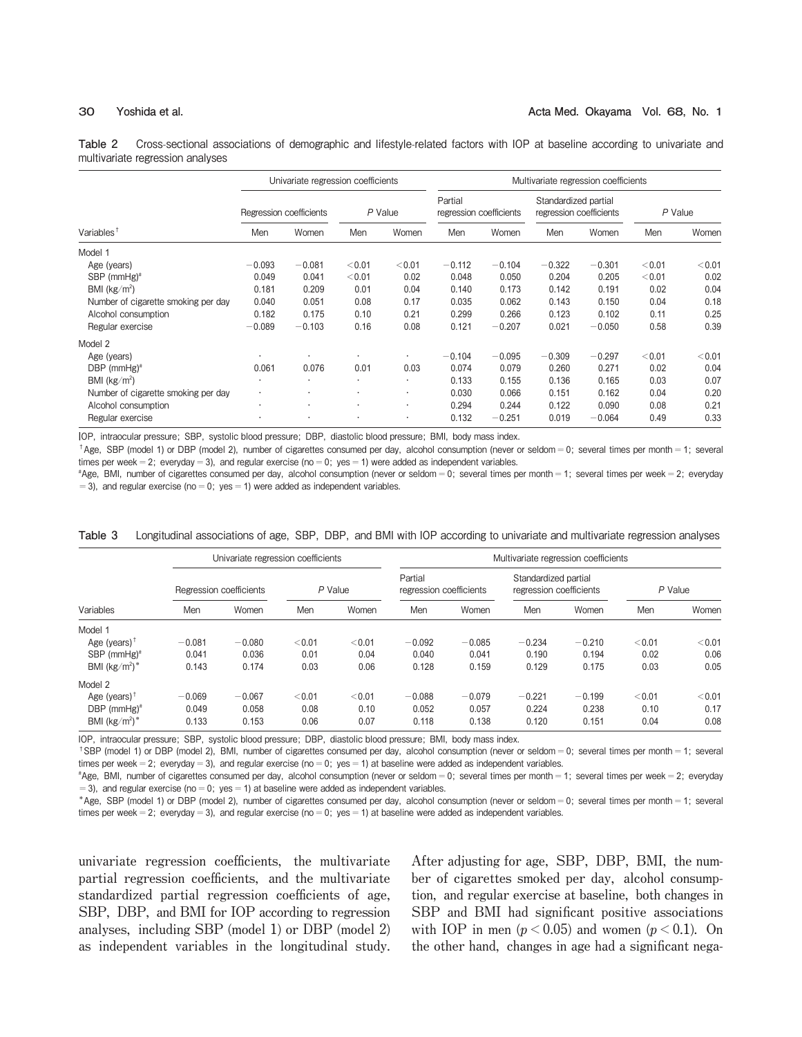**Table 2** Cross-sectional associations of demographic and lifestyle-related factors with IOP at baseline according to univariate and multivariate regression analyses

| | Univariate regression coefficients | | | | Multivariate regression coefficients | | | | | |
|---|---|---|---|---|---|---|---|---|---|---|
| | Regression coefficients | | P Value | | Partial regression coefficients | | Standardized partial regression coefficients | | P Value | |
| Variables[†] | Men | Women | Men | Women | Men | Women | Men | Women | Men | Women |
| Model 1 | | | | | | | | | | |
| Age (years) | −0.093 | −0.081 | <0.01 | <0.01 | −0.112 | −0.104 | −0.322 | −0.301 | <0.01 | <0.01 |
| SBP (mmHg)[#] | 0.049 | 0.041 | <0.01 | 0.02 | 0.048 | 0.050 | 0.204 | 0.205 | <0.01 | 0.02 |
| BMI (kg/m$^2$) | 0.181 | 0.209 | 0.01 | 0.04 | 0.140 | 0.173 | 0.142 | 0.191 | 0.02 | 0.04 |
| Number of cigarette smoking per day | 0.040 | 0.051 | 0.08 | 0.17 | 0.035 | 0.062 | 0.143 | 0.150 | 0.04 | 0.18 |
| Alcohol consumption | 0.182 | 0.175 | 0.10 | 0.21 | 0.299 | 0.266 | 0.123 | 0.102 | 0.11 | 0.25 |
| Regular exercise | −0.089 | −0.103 | 0.16 | 0.08 | 0.121 | −0.207 | 0.021 | −0.050 | 0.58 | 0.39 |
| Model 2 | | | | | | | | | | |
| Age (years) | · | · | · | · | −0.104 | −0.095 | −0.309 | −0.297 | <0.01 | <0.01 |
| DBP (mmHg)[#] | 0.061 | 0.076 | 0.01 | 0.03 | 0.074 | 0.079 | 0.260 | 0.271 | 0.02 | 0.04 |
| BMI (kg/m$^2$) | · | · | · | · | 0.133 | 0.155 | 0.136 | 0.165 | 0.03 | 0.07 |
| Number of cigarette smoking per day | · | · | · | · | 0.030 | 0.066 | 0.151 | 0.162 | 0.04 | 0.20 |
| Alcohol consumption | · | · | · | · | 0.294 | 0.244 | 0.122 | 0.090 | 0.08 | 0.21 |
| Regular exercise | · | · | · | · | 0.132 | −0.251 | 0.019 | −0.064 | 0.49 | 0.33 |

IOP, intraocular pressure; SBP, systolic blood pressure; DBP, diastolic blood pressure; BMI, body mass index.
[†]Age, SBP (model 1) or DBP (model 2), number of cigarettes consumed per day, alcohol consumption (never or seldom = 0; several times per month = 1; several times per week = 2; everyday = 3), and regular exercise (no = 0; yes = 1) were added as independent variables.
[#]Age, BMI, number of cigarettes consumed per day, alcohol consumption (never or seldom = 0; several times per month = 1; several times per week = 2; everyday = 3), and regular exercise (no = 0; yes = 1) were added as independent variables.

**Table 3** Longitudinal associations of age, SBP, DBP, and BMI with IOP according to univariate and multivariate regression analyses

| | Univariate regression coefficients | | | | Multivariate regression coefficients | | | | | |
|---|---|---|---|---|---|---|---|---|---|---|
| | Regression coefficients | | P Value | | Partial regression coefficients | | Standardized partial regression coefficients | | P Value | |
| Variables | Men | Women | Men | Women | Men | Women | Men | Women | Men | Women |
| Model 1 | | | | | | | | | | |
| Age (years)[†] | −0.081 | −0.080 | <0.01 | <0.01 | −0.092 | −0.085 | −0.234 | −0.210 | <0.01 | <0.01 |
| SBP (mmHg)[#] | 0.041 | 0.036 | 0.01 | 0.04 | 0.040 | 0.041 | 0.190 | 0.194 | 0.02 | 0.06 |
| BMI (kg/m$^2$)[*] | 0.143 | 0.174 | 0.03 | 0.06 | 0.128 | 0.159 | 0.129 | 0.175 | 0.03 | 0.05 |
| Model 2 | | | | | | | | | | |
| Age (years)[†] | −0.069 | −0.067 | <0.01 | <0.01 | −0.088 | −0.079 | −0.221 | −0.199 | <0.01 | <0.01 |
| DBP (mmHg)[#] | 0.049 | 0.058 | 0.08 | 0.10 | 0.052 | 0.057 | 0.224 | 0.238 | 0.10 | 0.17 |
| BMI (kg/m$^2$)[*] | 0.133 | 0.153 | 0.06 | 0.07 | 0.118 | 0.138 | 0.120 | 0.151 | 0.04 | 0.08 |

IOP, intraocular pressure; SBP, systolic blood pressure; DBP, diastolic blood pressure; BMI, body mass index.
[†]SBP (model 1) or DBP (model 2), BMI, number of cigarettes consumed per day, alcohol consumption (never or seldom = 0; several times per month = 1; several times per week = 2; everyday = 3), and regular exercise (no = 0; yes = 1) at baseline were added as independent variables.
[#]Age, BMI, number of cigarettes consumed per day, alcohol consumption (never or seldom = 0; several times per month = 1; several times per week = 2; everyday = 3), and regular exercise (no = 0; yes = 1) at baseline were added as independent variables.
[*]Age, SBP (model 1) or DBP (model 2), number of cigarettes consumed per day, alcohol consumption (never or seldom = 0; several times per month = 1; several times per week = 2; everyday = 3), and regular exercise (no = 0; yes = 1) at baseline were added as independent variables.

univariate regression coefficients, the multivariate partial regression coefficients, and the multivariate standardized partial regression coefficients of age, SBP, DBP, and BMI for IOP according to regression analyses, including SBP (model 1) or DBP (model 2) as independent variables in the longitudinal study. After adjusting for age, SBP, DBP, BMI, the number of cigarettes smoked per day, alcohol consumption, and regular exercise at baseline, both changes in SBP and BMI had significant positive associations with IOP in men ($p < 0.05$) and women ($p < 0.1$). On the other hand, changes in age had a significant nega-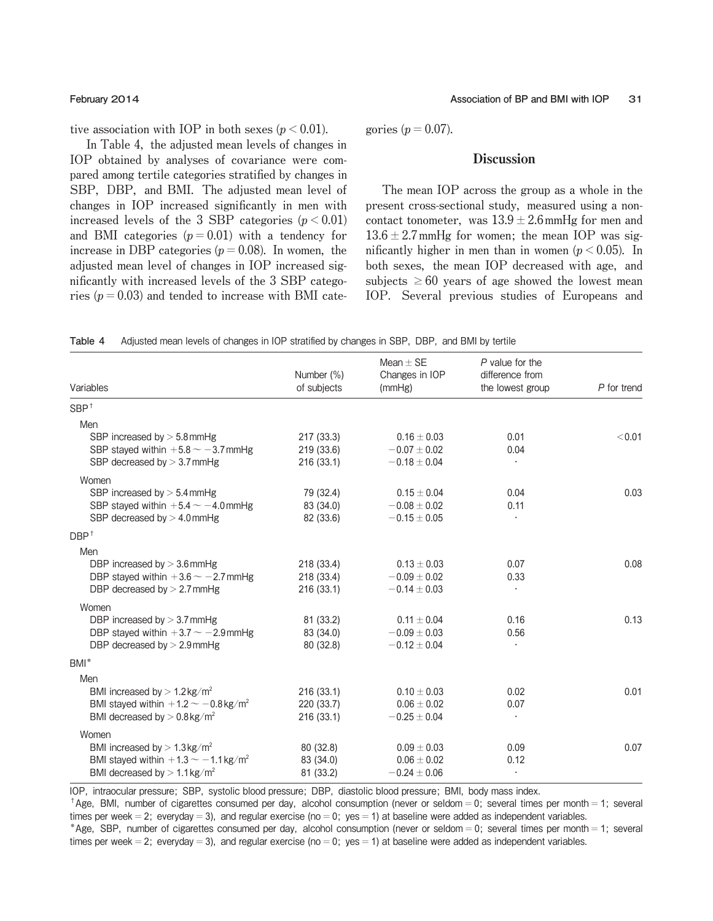tive association with IOP in both sexes ($p < 0.01$).

In Table 4, the adjusted mean levels of changes in IOP obtained by analyses of covariance were compared among tertile categories stratified by changes in SBP, DBP, and BMI. The adjusted mean level of changes in IOP increased significantly in men with increased levels of the 3 SBP categories ($p < 0.01$) and BMI categories ($p = 0.01$) with a tendency for increase in DBP categories ($p = 0.08$). In women, the adjusted mean level of changes in IOP increased significantly with increased levels of the 3 SBP categories ($p = 0.03$) and tended to increase with BMI categories ($p = 0.07$).

## Discussion

The mean IOP across the group as a whole in the present cross-sectional study, measured using a non-contact tonometer, was $13.9 \pm 2.6$ mmHg for men and $13.6 \pm 2.7$ mmHg for women; the mean IOP was significantly higher in men than in women ($p < 0.05$). In both sexes, the mean IOP decreased with age, and subjects $\geq 60$ years of age showed the lowest mean IOP. Several previous studies of Europeans and

**Table 4** Adjusted mean levels of changes in IOP stratified by changes in SBP, DBP, and BMI by tertile

| Variables | Number (%) of subjects | Mean ± SE Changes in IOP (mmHg) | *P* value for the difference from the lowest group | *P* for trend |
|---|---|---|---|---|
| SBP[†] | | | | |
| Men | | | | |
| SBP increased by > 5.8 mmHg | 217 (33.3) | 0.16 ± 0.03 | 0.01 | <0.01 |
| SBP stayed within +5.8 ∼ −3.7 mmHg | 219 (33.6) | −0.07 ± 0.02 | 0.04 | |
| SBP decreased by > 3.7 mmHg | 216 (33.1) | −0.18 ± 0.04 | · | |
| Women | | | | |
| SBP increased by > 5.4 mmHg | 79 (32.4) | 0.15 ± 0.04 | 0.04 | 0.03 |
| SBP stayed within +5.4 ∼ −4.0 mmHg | 83 (34.0) | −0.08 ± 0.02 | 0.11 | |
| SBP decreased by > 4.0 mmHg | 82 (33.6) | −0.15 ± 0.05 | · | |
| DBP[†] | | | | |
| Men | | | | |
| DBP increased by > 3.6 mmHg | 218 (33.4) | 0.13 ± 0.03 | 0.07 | 0.08 |
| DBP stayed within +3.6 ∼ −2.7 mmHg | 218 (33.4) | −0.09 ± 0.02 | 0.33 | |
| DBP decreased by > 2.7 mmHg | 216 (33.1) | −0.14 ± 0.03 | · | |
| Women | | | | |
| DBP increased by > 3.7 mmHg | 81 (33.2) | 0.11 ± 0.04 | 0.16 | 0.13 |
| DBP stayed within +3.7 ∼ −2.9 mmHg | 83 (34.0) | −0.09 ± 0.03 | 0.56 | |
| DBP decreased by > 2.9 mmHg | 80 (32.8) | −0.12 ± 0.04 | · | |
| BMI* | | | | |
| Men | | | | |
| BMI increased by > 1.2 kg/m$^2$ | 216 (33.1) | 0.10 ± 0.03 | 0.02 | 0.01 |
| BMI stayed within +1.2 ∼ −0.8 kg/m$^2$ | 220 (33.7) | 0.06 ± 0.02 | 0.07 | |
| BMI decreased by > 0.8 kg/m$^2$ | 216 (33.1) | −0.25 ± 0.04 | · | |
| Women | | | | |
| BMI increased by > 1.3 kg/m$^2$ | 80 (32.8) | 0.09 ± 0.03 | 0.09 | 0.07 |
| BMI stayed within +1.3 ∼ −1.1 kg/m$^2$ | 83 (34.0) | 0.06 ± 0.02 | 0.12 | |
| BMI decreased by > 1.1 kg/m$^2$ | 81 (33.2) | −0.24 ± 0.06 | · | |

IOP, intraocular pressure; SBP, systolic blood pressure; DBP, diastolic blood pressure; BMI, body mass index.

[†]Age, BMI, number of cigarettes consumed per day, alcohol consumption (never or seldom = 0; several times per month = 1; several times per week = 2; everyday = 3), and regular exercise (no = 0; yes = 1) at baseline were added as independent variables.

*Age, SBP, number of cigarettes consumed per day, alcohol consumption (never or seldom = 0; several times per month = 1; several times per week = 2; everyday = 3), and regular exercise (no = 0; yes = 1) at baseline were added as independent variables.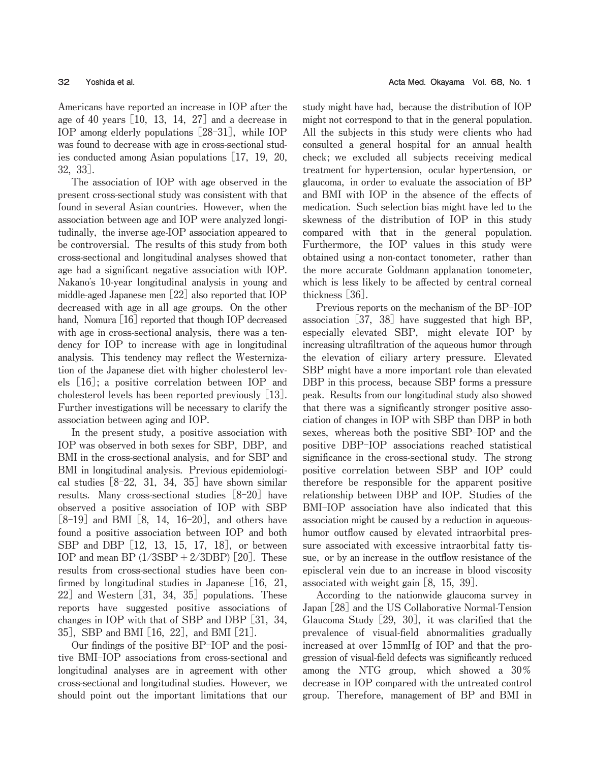Americans have reported an increase in IOP after the age of 40 years [10, 13, 14, 27] and a decrease in IOP among elderly populations [28-31], while IOP was found to decrease with age in cross-sectional studies conducted among Asian populations [17, 19, 20, 32, 33].

The association of IOP with age observed in the present cross-sectional study was consistent with that found in several Asian countries. However, when the association between age and IOP were analyzed longitudinally, the inverse age-IOP association appeared to be controversial. The results of this study from both cross-sectional and longitudinal analyses showed that age had a significant negative association with IOP. Nakano's 10-year longitudinal analysis in young and middle-aged Japanese men [22] also reported that IOP decreased with age in all age groups. On the other hand, Nomura [16] reported that though IOP decreased with age in cross-sectional analysis, there was a tendency for IOP to increase with age in longitudinal analysis. This tendency may reflect the Westernization of the Japanese diet with higher cholesterol levels [16]; a positive correlation between IOP and cholesterol levels has been reported previously [13]. Further investigations will be necessary to clarify the association between aging and IOP.

In the present study, a positive association with IOP was observed in both sexes for SBP, DBP, and BMI in the cross-sectional analysis, and for SBP and BMI in longitudinal analysis. Previous epidemiological studies [8-22, 31, 34, 35] have shown similar results. Many cross-sectional studies [8-20] have observed a positive association of IOP with SBP [8-19] and BMI [8, 14, 16-20], and others have found a positive association between IOP and both SBP and DBP [12, 13, 15, 17, 18], or between IOP and mean BP (1/3SBP + 2/3DBP) [20]. These results from cross-sectional studies have been confirmed by longitudinal studies in Japanese [16, 21, 22] and Western [31, 34, 35] populations. These reports have suggested positive associations of changes in IOP with that of SBP and DBP [31, 34, 35], SBP and BMI [16, 22], and BMI [21].

Our findings of the positive BP-IOP and the positive BMI-IOP associations from cross-sectional and longitudinal analyses are in agreement with other cross-sectional and longitudinal studies. However, we should point out the important limitations that our study might have had, because the distribution of IOP might not correspond to that in the general population. All the subjects in this study were clients who had consulted a general hospital for an annual health check; we excluded all subjects receiving medical treatment for hypertension, ocular hypertension, or glaucoma, in order to evaluate the association of BP and BMI with IOP in the absence of the effects of medication. Such selection bias might have led to the skewness of the distribution of IOP in this study compared with that in the general population. Furthermore, the IOP values in this study were obtained using a non-contact tonometer, rather than the more accurate Goldmann applanation tonometer, which is less likely to be affected by central corneal thickness [36].

Previous reports on the mechanism of the BP-IOP association [37, 38] have suggested that high BP, especially elevated SBP, might elevate IOP by increasing ultrafiltration of the aqueous humor through the elevation of ciliary artery pressure. Elevated SBP might have a more important role than elevated DBP in this process, because SBP forms a pressure peak. Results from our longitudinal study also showed that there was a significantly stronger positive association of changes in IOP with SBP than DBP in both sexes, whereas both the positive SBP-IOP and the positive DBP-IOP associations reached statistical significance in the cross-sectional study. The strong positive correlation between SBP and IOP could therefore be responsible for the apparent positive relationship between DBP and IOP. Studies of the BMI-IOP association have also indicated that this association might be caused by a reduction in aqueous-humor outflow caused by elevated intraorbital pressure associated with excessive intraorbital fatty tissue, or by an increase in the outflow resistance of the episcleral vein due to an increase in blood viscosity associated with weight gain [8, 15, 39].

According to the nationwide glaucoma survey in Japan [28] and the US Collaborative Normal-Tension Glaucoma Study [29, 30], it was clarified that the prevalence of visual-field abnormalities gradually increased at over 15 mmHg of IOP and that the progression of visual-field defects was significantly reduced among the NTG group, which showed a 30% decrease in IOP compared with the untreated control group. Therefore, management of BP and BMI in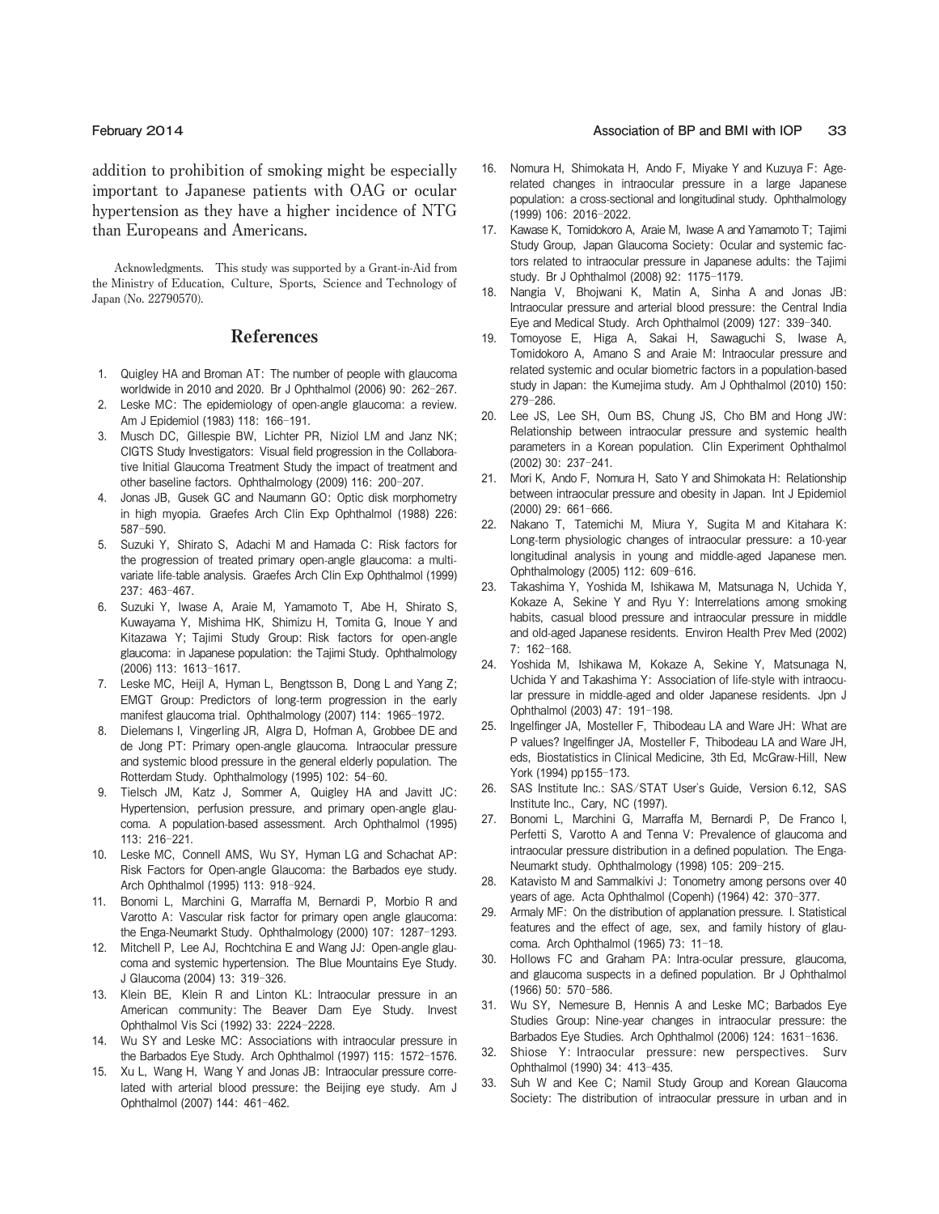addition to prohibition of smoking might be especially important to Japanese patients with OAG or ocular hypertension as they have a higher incidence of NTG than Europeans and Americans.

Acknowledgments. This study was supported by a Grant-in-Aid from the Ministry of Education, Culture, Sports, Science and Technology of Japan (No. 22790570).

## References

1. Quigley HA and Broman AT: The number of people with glaucoma worldwide in 2010 and 2020. Br J Ophthalmol (2006) 90: 262–267.
2. Leske MC: The epidemiology of open-angle glaucoma: a review. Am J Epidemiol (1983) 118: 166–191.
3. Musch DC, Gillespie BW, Lichter PR, Niziol LM and Janz NK; CIGTS Study Investigators: Visual field progression in the Collaborative Initial Glaucoma Treatment Study the impact of treatment and other baseline factors. Ophthalmology (2009) 116: 200–207.
4. Jonas JB, Gusek GC and Naumann GO: Optic disk morphometry in high myopia. Graefes Arch Clin Exp Ophthalmol (1988) 226: 587–590.
5. Suzuki Y, Shirato S, Adachi M and Hamada C: Risk factors for the progression of treated primary open-angle glaucoma: a multivariate life-table analysis. Graefes Arch Clin Exp Ophthalmol (1999) 237: 463–467.
6. Suzuki Y, Iwase A, Araie M, Yamamoto T, Abe H, Shirato S, Kuwayama Y, Mishima HK, Shimizu H, Tomita G, Inoue Y and Kitazawa Y; Tajimi Study Group: Risk factors for open-angle glaucoma: in Japanese population: the Tajimi Study. Ophthalmology (2006) 113: 1613–1617.
7. Leske MC, Heijl A, Hyman L, Bengtsson B, Dong L and Yang Z; EMGT Group: Predictors of long-term progression in the early manifest glaucoma trial. Ophthalmology (2007) 114: 1965–1972.
8. Dielemans I, Vingerling JR, Algra D, Hofman A, Grobbee DE and de Jong PT: Primary open-angle glaucoma. Intraocular pressure and systemic blood pressure in the general elderly population. The Rotterdam Study. Ophthalmology (1995) 102: 54–60.
9. Tielsch JM, Katz J, Sommer A, Quigley HA and Javitt JC: Hypertension, perfusion pressure, and primary open-angle glaucoma. A population-based assessment. Arch Ophthalmol (1995) 113: 216–221.
10. Leske MC, Connell AMS, Wu SY, Hyman LG and Schachat AP: Risk Factors for Open-angle Glaucoma: the Barbados eye study. Arch Ophthalmol (1995) 113: 918–924.
11. Bonomi L, Marchini G, Marraffa M, Bernardi P, Morbio R and Varotto A: Vascular risk factor for primary open angle glaucoma: the Enga-Neumarkt Study. Ophthalmology (2000) 107: 1287–1293.
12. Mitchell P, Lee AJ, Rochtchina E and Wang JJ: Open-angle glaucoma and systemic hypertension. The Blue Mountains Eye Study. J Glaucoma (2004) 13: 319–326.
13. Klein BE, Klein R and Linton KL: Intraocular pressure in an American community: The Beaver Dam Eye Study. Invest Ophthalmol Vis Sci (1992) 33: 2224–2228.
14. Wu SY and Leske MC: Associations with intraocular pressure in the Barbados Eye Study. Arch Ophthalmol (1997) 115: 1572–1576.
15. Xu L, Wang H, Wang Y and Jonas JB: Intraocular pressure correlated with arterial blood pressure: the Beijing eye study. Am J Ophthalmol (2007) 144: 461–462.
16. Nomura H, Shimokata H, Ando F, Miyake Y and Kuzuya F: Age-related changes in intraocular pressure in a large Japanese population: a cross-sectional and longitudinal study. Ophthalmology (1999) 106: 2016–2022.
17. Kawase K, Tomidokoro A, Araie M, Iwase A and Yamamoto T; Tajimi Study Group, Japan Glaucoma Society: Ocular and systemic factors related to intraocular pressure in Japanese adults: the Tajimi study. Br J Ophthalmol (2008) 92: 1175–1179.
18. Nangia V, Bhojwani K, Matin A, Sinha A and Jonas JB: Intraocular pressure and arterial blood pressure: the Central India Eye and Medical Study. Arch Ophthalmol (2009) 127: 339–340.
19. Tomoyose E, Higa A, Sakai H, Sawaguchi S, Iwase A, Tomidokoro A, Amano S and Araie M: Intraocular pressure and related systemic and ocular biometric factors in a population-based study in Japan: the Kumejima study. Am J Ophthalmol (2010) 150: 279–286.
20. Lee JS, Lee SH, Oum BS, Chung JS, Cho BM and Hong JW: Relationship between intraocular pressure and systemic health parameters in a Korean population. Clin Experiment Ophthalmol (2002) 30: 237–241.
21. Mori K, Ando F, Nomura H, Sato Y and Shimokata H: Relationship between intraocular pressure and obesity in Japan. Int J Epidemiol (2000) 29: 661–666.
22. Nakano T, Tatemichi M, Miura Y, Sugita M and Kitahara K: Long-term physiologic changes of intraocular pressure: a 10-year longitudinal analysis in young and middle-aged Japanese men. Ophthalmology (2005) 112: 609–616.
23. Takashima Y, Yoshida M, Ishikawa M, Matsunaga N, Uchida Y, Kokaze A, Sekine Y and Ryu Y: Interrelations among smoking habits, casual blood pressure and intraocular pressure in middle and old-aged Japanese residents. Environ Health Prev Med (2002) 7: 162–168.
24. Yoshida M, Ishikawa M, Kokaze A, Sekine Y, Matsunaga N, Uchida Y and Takashima Y: Association of life-style with intraocular pressure in middle-aged and older Japanese residents. Jpn J Ophthalmol (2003) 47: 191–198.
25. Ingelfinger JA, Mosteller F, Thibodeau LA and Ware JH: What are P values? Ingelfinger JA, Mosteller F, Thibodeau LA and Ware JH, eds, Biostatistics in Clinical Medicine, 3th Ed, McGraw-Hill, New York (1994) pp155–173.
26. SAS Institute Inc.: SAS/STAT User's Guide, Version 6.12, SAS Institute Inc., Cary, NC (1997).
27. Bonomi L, Marchini G, Marraffa M, Bernardi P, De Franco I, Perfetti S, Varotto A and Tenna V: Prevalence of glaucoma and intraocular pressure distribution in a defined population. The Enga-Neumarkt study. Ophthalmology (1998) 105: 209–215.
28. Katavisto M and Sammalkivi J: Tonometry among persons over 40 years of age. Acta Ophthalmol (Copenh) (1964) 42: 370–377.
29. Armaly MF: On the distribution of applanation pressure. I. Statistical features and the effect of age, sex, and family history of glaucoma. Arch Ophthalmol (1965) 73: 11–18.
30. Hollows FC and Graham PA: Intra-ocular pressure, glaucoma, and glaucoma suspects in a defined population. Br J Ophthalmol (1966) 50: 570–586.
31. Wu SY, Nemesure B, Hennis A and Leske MC; Barbados Eye Studies Group: Nine-year changes in intraocular pressure: the Barbados Eye Studies. Arch Ophthalmol (2006) 124: 1631–1636.
32. Shiose Y: Intraocular pressure: new perspectives. Surv Ophthalmol (1990) 34: 413–435.
33. Suh W and Kee C; Namil Study Group and Korean Glaucoma Society: The distribution of intraocular pressure in urban and in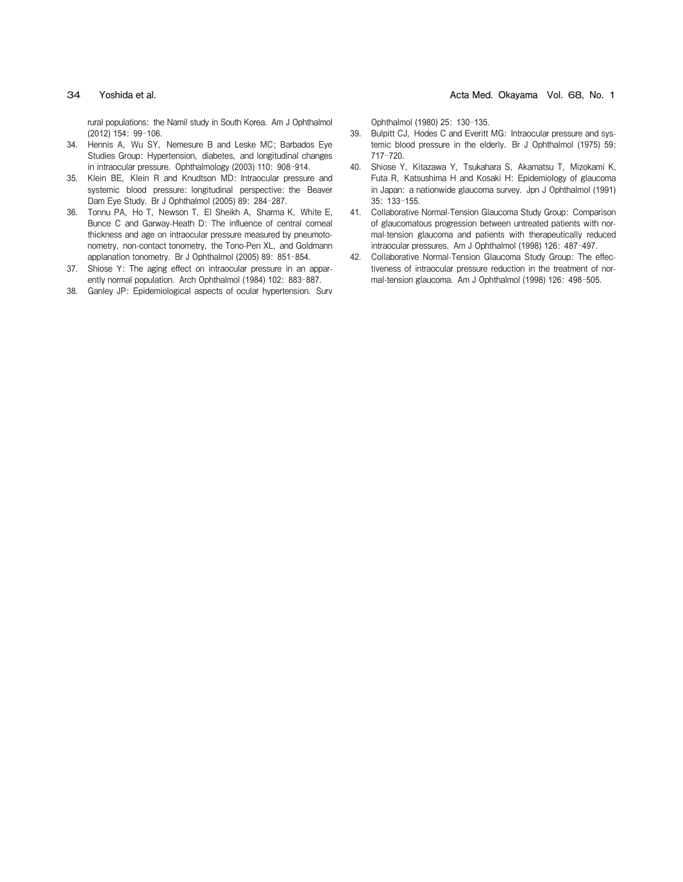rural populations: the Namil study in South Korea. Am J Ophthalmol (2012) 154: 99–106.

34. Hennis A, Wu SY, Nemesure B and Leske MC; Barbados Eye Studies Group: Hypertension, diabetes, and longitudinal changes in intraocular pressure. Ophthalmology (2003) 110: 908–914.
35. Klein BE, Klein R and Knudtson MD: Intraocular pressure and systemic blood pressure: longitudinal perspective: the Beaver Dam Eye Study. Br J Ophthalmol (2005) 89: 284–287.
36. Tonnu PA, Ho T, Newson T, El Sheikh A, Sharma K, White E, Bunce C and Garway-Heath D: The influence of central corneal thickness and age on intraocular pressure measured by pneumotonometry, non-contact tonometry, the Tono-Pen XL, and Goldmann applanation tonometry. Br J Ophthalmol (2005) 89: 851–854.
37. Shiose Y: The aging effect on intraocular pressure in an apparently normal population. Arch Ophthalmol (1984) 102: 883–887.
38. Ganley JP: Epidemiological aspects of ocular hypertension. Surv Ophthalmol (1980) 25: 130–135.
39. Bulpitt CJ, Hodes C and Everitt MG: Intraocular pressure and systemic blood pressure in the elderly. Br J Ophthalmol (1975) 59: 717–720.
40. Shiose Y, Kitazawa Y, Tsukahara S, Akamatsu T, Mizokami K, Futa R, Katsushima H and Kosaki H: Epidemiology of glaucoma in Japan: a nationwide glaucoma survey. Jpn J Ophthalmol (1991) 35: 133–155.
41. Collaborative Normal-Tension Glaucoma Study Group: Comparison of glaucomatous progression between untreated patients with normal-tension glaucoma and patients with therapeutically reduced intraocular pressures. Am J Ophthalmol (1998) 126: 487–497.
42. Collaborative Normal-Tension Glaucoma Study Group: The effectiveness of intraocular pressure reduction in the treatment of normal-tension glaucoma. Am J Ophthalmol (1998) 126: 498–505.